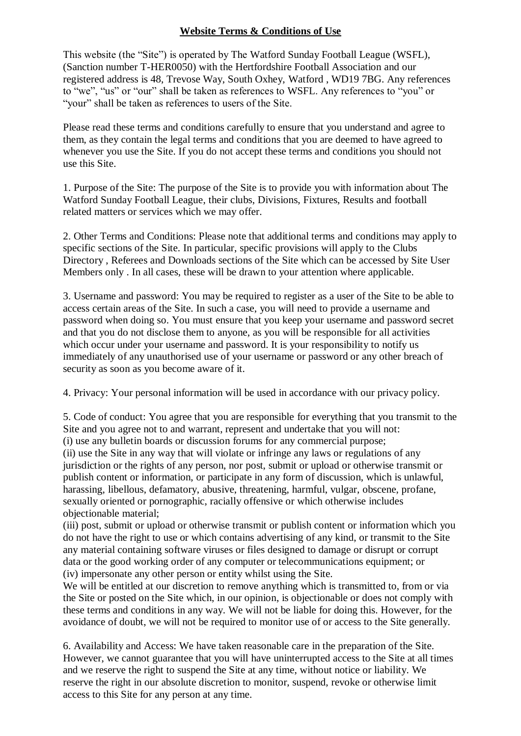# Website Terms & Conditions of Use

This website (the "Site") is operated by The Watford Sunday Football League (WSFL), (Sanction number T-HER0050) with the Hertfordshire Football Association and our registered address is 48, Trevose Way, South Oxhey, Watford , WD19 7BG. Any references to "we", "us" or "our" shall be taken as references to WSFL. Any references to "you" or "your" shall be taken as references to users of the Site.

Please read these terms and conditions carefully to ensure that you understand and agree to them, as they contain the legal terms and conditions that you are deemed to have agreed to whenever you use the Site. If you do not accept these terms and conditions you should not use this Site.

1. Purpose of the Site: The purpose of the Site is to provide you with information about The Watford Sunday Football League, their clubs, Divisions, Fixtures, Results and football related matters or services which we may offer.

2. Other Terms and Conditions: Please note that additional terms and conditions may apply to specific sections of the Site. In particular, specific provisions will apply to the Clubs Directory , Referees and Downloads sections of the Site which can be accessed by Site User Members only . In all cases, these will be drawn to your attention where applicable.

3. Username and password: You may be required to register as a user of the Site to be able to access certain areas of the Site. In such a case, you will need to provide a username and password when doing so. You must ensure that you keep your username and password secret and that you do not disclose them to anyone, as you will be responsible for all activities which occur under your username and password. It is your responsibility to notify us immediately of any unauthorised use of your username or password or any other breach of security as soon as you become aware of it.

4. Privacy: Your personal information will be used in accordance with our privacy policy.

5. Code of conduct: You agree that you are responsible for everything that you transmit to the Site and you agree not to and warrant, represent and undertake that you will not:
(i) use any bulletin boards or discussion forums for any commercial purpose;
(ii) use the Site in any way that will violate or infringe any laws or regulations of any jurisdiction or the rights of any person, nor post, submit or upload or otherwise transmit or publish content or information, or participate in any form of discussion, which is unlawful, harassing, libellous, defamatory, abusive, threatening, harmful, vulgar, obscene, profane, sexually oriented or pornographic, racially offensive or which otherwise includes objectionable material;
(iii) post, submit or upload or otherwise transmit or publish content or information which you do not have the right to use or which contains advertising of any kind, or transmit to the Site any material containing software viruses or files designed to damage or disrupt or corrupt data or the good working order of any computer or telecommunications equipment; or
(iv) impersonate any other person or entity whilst using the Site.
We will be entitled at our discretion to remove anything which is transmitted to, from or via the Site or posted on the Site which, in our opinion, is objectionable or does not comply with these terms and conditions in any way. We will not be liable for doing this. However, for the avoidance of doubt, we will not be required to monitor use of or access to the Site generally.

6. Availability and Access: We have taken reasonable care in the preparation of the Site. However, we cannot guarantee that you will have uninterrupted access to the Site at all times and we reserve the right to suspend the Site at any time, without notice or liability. We reserve the right in our absolute discretion to monitor, suspend, revoke or otherwise limit access to this Site for any person at any time.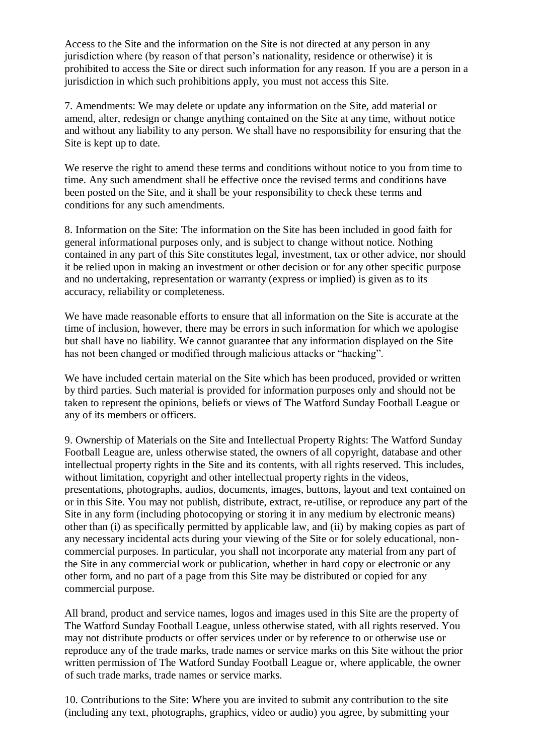Access to the Site and the information on the Site is not directed at any person in any jurisdiction where (by reason of that person's nationality, residence or otherwise) it is prohibited to access the Site or direct such information for any reason. If you are a person in a jurisdiction in which such prohibitions apply, you must not access this Site.

7. Amendments: We may delete or update any information on the Site, add material or amend, alter, redesign or change anything contained on the Site at any time, without notice and without any liability to any person. We shall have no responsibility for ensuring that the Site is kept up to date.

We reserve the right to amend these terms and conditions without notice to you from time to time. Any such amendment shall be effective once the revised terms and conditions have been posted on the Site, and it shall be your responsibility to check these terms and conditions for any such amendments.

8. Information on the Site: The information on the Site has been included in good faith for general informational purposes only, and is subject to change without notice. Nothing contained in any part of this Site constitutes legal, investment, tax or other advice, nor should it be relied upon in making an investment or other decision or for any other specific purpose and no undertaking, representation or warranty (express or implied) is given as to its accuracy, reliability or completeness.

We have made reasonable efforts to ensure that all information on the Site is accurate at the time of inclusion, however, there may be errors in such information for which we apologise but shall have no liability. We cannot guarantee that any information displayed on the Site has not been changed or modified through malicious attacks or "hacking".

We have included certain material on the Site which has been produced, provided or written by third parties. Such material is provided for information purposes only and should not be taken to represent the opinions, beliefs or views of The Watford Sunday Football League or any of its members or officers.

9. Ownership of Materials on the Site and Intellectual Property Rights: The Watford Sunday Football League are, unless otherwise stated, the owners of all copyright, database and other intellectual property rights in the Site and its contents, with all rights reserved. This includes, without limitation, copyright and other intellectual property rights in the videos, presentations, photographs, audios, documents, images, buttons, layout and text contained on or in this Site. You may not publish, distribute, extract, re-utilise, or reproduce any part of the Site in any form (including photocopying or storing it in any medium by electronic means) other than (i) as specifically permitted by applicable law, and (ii) by making copies as part of any necessary incidental acts during your viewing of the Site or for solely educational, non-commercial purposes. In particular, you shall not incorporate any material from any part of the Site in any commercial work or publication, whether in hard copy or electronic or any other form, and no part of a page from this Site may be distributed or copied for any commercial purpose.

All brand, product and service names, logos and images used in this Site are the property of The Watford Sunday Football League, unless otherwise stated, with all rights reserved. You may not distribute products or offer services under or by reference to or otherwise use or reproduce any of the trade marks, trade names or service marks on this Site without the prior written permission of The Watford Sunday Football League or, where applicable, the owner of such trade marks, trade names or service marks.

10. Contributions to the Site: Where you are invited to submit any contribution to the site (including any text, photographs, graphics, video or audio) you agree, by submitting your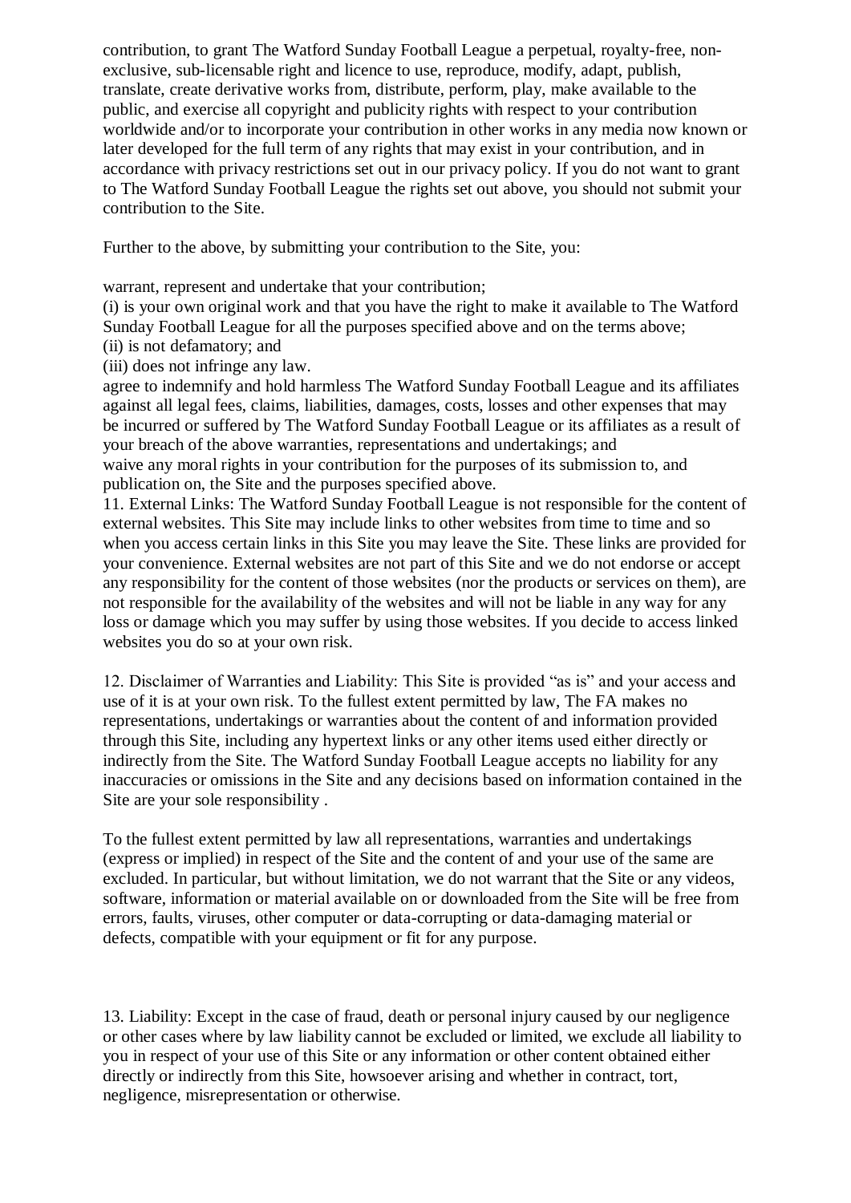contribution, to grant The Watford Sunday Football League a perpetual, royalty-free, non-exclusive, sub-licensable right and licence to use, reproduce, modify, adapt, publish, translate, create derivative works from, distribute, perform, play, make available to the public, and exercise all copyright and publicity rights with respect to your contribution worldwide and/or to incorporate your contribution in other works in any media now known or later developed for the full term of any rights that may exist in your contribution, and in accordance with privacy restrictions set out in our privacy policy. If you do not want to grant to The Watford Sunday Football League the rights set out above, you should not submit your contribution to the Site.

Further to the above, by submitting your contribution to the Site, you:

warrant, represent and undertake that your contribution;
(i) is your own original work and that you have the right to make it available to The Watford Sunday Football League for all the purposes specified above and on the terms above;
(ii) is not defamatory; and
(iii) does not infringe any law.
agree to indemnify and hold harmless The Watford Sunday Football League and its affiliates against all legal fees, claims, liabilities, damages, costs, losses and other expenses that may be incurred or suffered by The Watford Sunday Football League or its affiliates as a result of your breach of the above warranties, representations and undertakings; and
waive any moral rights in your contribution for the purposes of its submission to, and publication on, the Site and the purposes specified above.
11. External Links: The Watford Sunday Football League is not responsible for the content of external websites. This Site may include links to other websites from time to time and so when you access certain links in this Site you may leave the Site. These links are provided for your convenience. External websites are not part of this Site and we do not endorse or accept any responsibility for the content of those websites (nor the products or services on them), are not responsible for the availability of the websites and will not be liable in any way for any loss or damage which you may suffer by using those websites. If you decide to access linked websites you do so at your own risk.

12. Disclaimer of Warranties and Liability: This Site is provided "as is" and your access and use of it is at your own risk. To the fullest extent permitted by law, The FA makes no representations, undertakings or warranties about the content of and information provided through this Site, including any hypertext links or any other items used either directly or indirectly from the Site. The Watford Sunday Football League accepts no liability for any inaccuracies or omissions in the Site and any decisions based on information contained in the Site are your sole responsibility .

To the fullest extent permitted by law all representations, warranties and undertakings (express or implied) in respect of the Site and the content of and your use of the same are excluded. In particular, but without limitation, we do not warrant that the Site or any videos, software, information or material available on or downloaded from the Site will be free from errors, faults, viruses, other computer or data-corrupting or data-damaging material or defects, compatible with your equipment or fit for any purpose.

13. Liability: Except in the case of fraud, death or personal injury caused by our negligence or other cases where by law liability cannot be excluded or limited, we exclude all liability to you in respect of your use of this Site or any information or other content obtained either directly or indirectly from this Site, howsoever arising and whether in contract, tort, negligence, misrepresentation or otherwise.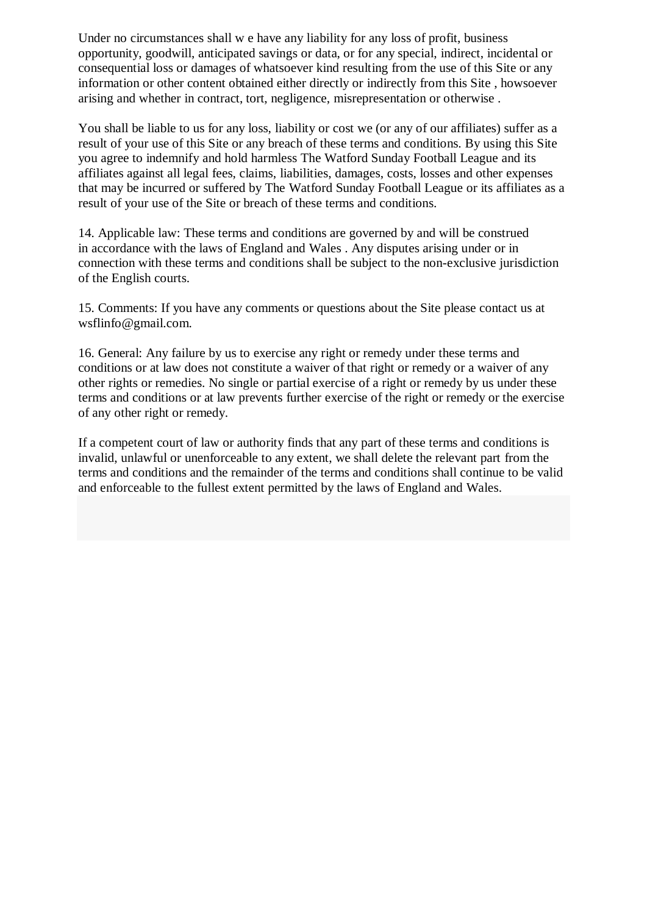Under no circumstances shall w e have any liability for any loss of profit, business opportunity, goodwill, anticipated savings or data, or for any special, indirect, incidental or consequential loss or damages of whatsoever kind resulting from the use of this Site or any information or other content obtained either directly or indirectly from this Site , howsoever arising and whether in contract, tort, negligence, misrepresentation or otherwise .

You shall be liable to us for any loss, liability or cost we (or any of our affiliates) suffer as a result of your use of this Site or any breach of these terms and conditions. By using this Site you agree to indemnify and hold harmless The Watford Sunday Football League and its affiliates against all legal fees, claims, liabilities, damages, costs, losses and other expenses that may be incurred or suffered by The Watford Sunday Football League or its affiliates as a result of your use of the Site or breach of these terms and conditions.

14. Applicable law: These terms and conditions are governed by and will be construed in accordance with the laws of England and Wales . Any disputes arising under or in connection with these terms and conditions shall be subject to the non-exclusive jurisdiction of the English courts.

15. Comments: If you have any comments or questions about the Site please contact us at wsflinfo@gmail.com.

16. General: Any failure by us to exercise any right or remedy under these terms and conditions or at law does not constitute a waiver of that right or remedy or a waiver of any other rights or remedies. No single or partial exercise of a right or remedy by us under these terms and conditions or at law prevents further exercise of the right or remedy or the exercise of any other right or remedy.

If a competent court of law or authority finds that any part of these terms and conditions is invalid, unlawful or unenforceable to any extent, we shall delete the relevant part from the terms and conditions and the remainder of the terms and conditions shall continue to be valid and enforceable to the fullest extent permitted by the laws of England and Wales.